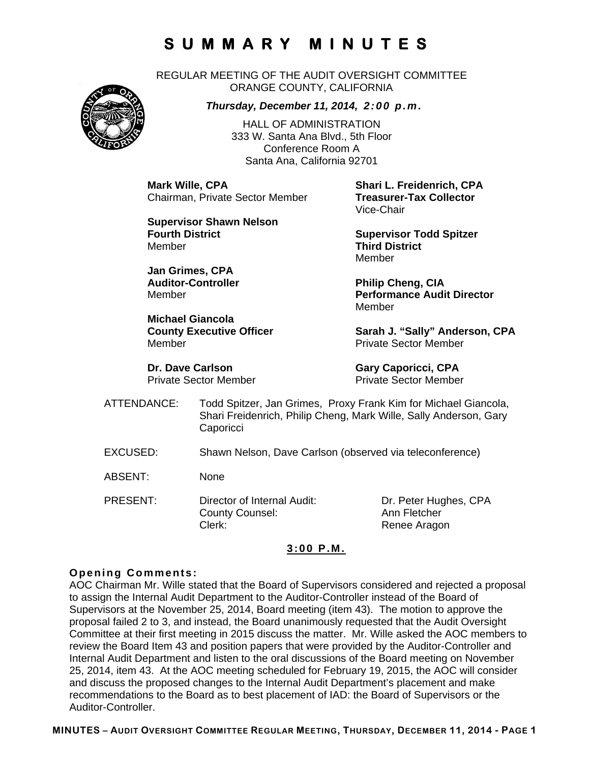# SUMMARY MINUTES

REGULAR MEETING OF THE AUDIT OVERSIGHT COMMITTEE
ORANGE COUNTY, CALIFORNIA

***Thursday, December 11, 2014, 2:00 p.m.***

HALL OF ADMINISTRATION
333 W. Santa Ana Blvd., 5th Floor
Conference Room A
Santa Ana, California 92701

**Mark Wille, CPA**
Chairman, Private Sector Member

**Shari L. Freidenrich, CPA**
**Treasurer-Tax Collector**
Vice-Chair

**Supervisor Shawn Nelson**
**Fourth District**
Member

**Supervisor Todd Spitzer**
**Third District**
Member

**Jan Grimes, CPA**
**Auditor-Controller**
Member

**Philip Cheng, CIA**
**Performance Audit Director**
Member

**Michael Giancola**
**County Executive Officer**
Member

**Sarah J. "Sally" Anderson, CPA**
Private Sector Member

**Dr. Dave Carlson**
Private Sector Member

**Gary Caporicci, CPA**
Private Sector Member

ATTENDANCE: Todd Spitzer, Jan Grimes, Proxy Frank Kim for Michael Giancola, Shari Freidenrich, Philip Cheng, Mark Wille, Sally Anderson, Gary Caporicci

EXCUSED: Shawn Nelson, Dave Carlson (observed via teleconference)

ABSENT: None

PRESENT:

| | |
|---|---|
| Director of Internal Audit: | Dr. Peter Hughes, CPA |
| County Counsel: | Ann Fletcher |
| Clerk: | Renee Aragon |

**3:00 P.M.**

### Opening Comments:

AOC Chairman Mr. Wille stated that the Board of Supervisors considered and rejected a proposal to assign the Internal Audit Department to the Auditor-Controller instead of the Board of Supervisors at the November 25, 2014, Board meeting (item 43). The motion to approve the proposal failed 2 to 3, and instead, the Board unanimously requested that the Audit Oversight Committee at their first meeting in 2015 discuss the matter. Mr. Wille asked the AOC members to review the Board Item 43 and position papers that were provided by the Auditor-Controller and Internal Audit Department and listen to the oral discussions of the Board meeting on November 25, 2014, item 43. At the AOC meeting scheduled for February 19, 2015, the AOC will consider and discuss the proposed changes to the Internal Audit Department's placement and make recommendations to the Board as to best placement of IAD: the Board of Supervisors or the Auditor-Controller.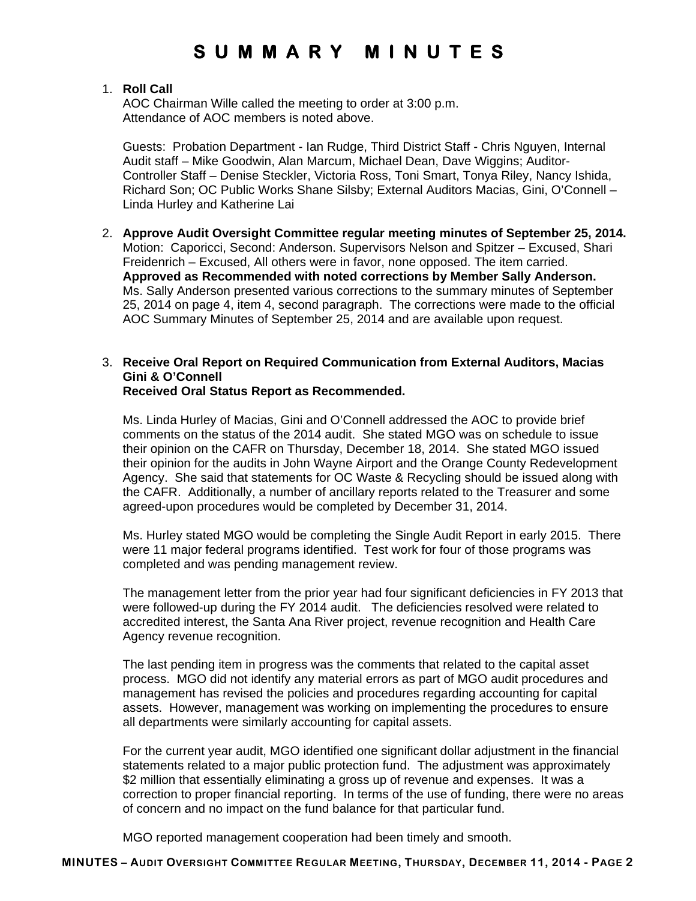# SUMMARY MINUTES

1. **Roll Call**
   AOC Chairman Wille called the meeting to order at 3:00 p.m.
   Attendance of AOC members is noted above.

   Guests: Probation Department - Ian Rudge, Third District Staff - Chris Nguyen, Internal Audit staff – Mike Goodwin, Alan Marcum, Michael Dean, Dave Wiggins; Auditor-Controller Staff – Denise Steckler, Victoria Ross, Toni Smart, Tonya Riley, Nancy Ishida, Richard Son; OC Public Works Shane Silsby; External Auditors Macias, Gini, O'Connell – Linda Hurley and Katherine Lai

2. **Approve Audit Oversight Committee regular meeting minutes of September 25, 2014.**
   Motion: Caporicci, Second: Anderson. Supervisors Nelson and Spitzer – Excused, Shari Freidenrich – Excused, All others were in favor, none opposed. The item carried.
   **Approved as Recommended with noted corrections by Member Sally Anderson.**
   Ms. Sally Anderson presented various corrections to the summary minutes of September 25, 2014 on page 4, item 4, second paragraph. The corrections were made to the official AOC Summary Minutes of September 25, 2014 and are available upon request.

3. **Receive Oral Report on Required Communication from External Auditors, Macias Gini & O'Connell**
   **Received Oral Status Report as Recommended.**

   Ms. Linda Hurley of Macias, Gini and O'Connell addressed the AOC to provide brief comments on the status of the 2014 audit. She stated MGO was on schedule to issue their opinion on the CAFR on Thursday, December 18, 2014. She stated MGO issued their opinion for the audits in John Wayne Airport and the Orange County Redevelopment Agency. She said that statements for OC Waste & Recycling should be issued along with the CAFR. Additionally, a number of ancillary reports related to the Treasurer and some agreed-upon procedures would be completed by December 31, 2014.

   Ms. Hurley stated MGO would be completing the Single Audit Report in early 2015. There were 11 major federal programs identified. Test work for four of those programs was completed and was pending management review.

   The management letter from the prior year had four significant deficiencies in FY 2013 that were followed-up during the FY 2014 audit. The deficiencies resolved were related to accredited interest, the Santa Ana River project, revenue recognition and Health Care Agency revenue recognition.

   The last pending item in progress was the comments that related to the capital asset process. MGO did not identify any material errors as part of MGO audit procedures and management has revised the policies and procedures regarding accounting for capital assets. However, management was working on implementing the procedures to ensure all departments were similarly accounting for capital assets.

   For the current year audit, MGO identified one significant dollar adjustment in the financial statements related to a major public protection fund. The adjustment was approximately $2 million that essentially eliminating a gross up of revenue and expenses. It was a correction to proper financial reporting. In terms of the use of funding, there were no areas of concern and no impact on the fund balance for that particular fund.

   MGO reported management cooperation had been timely and smooth.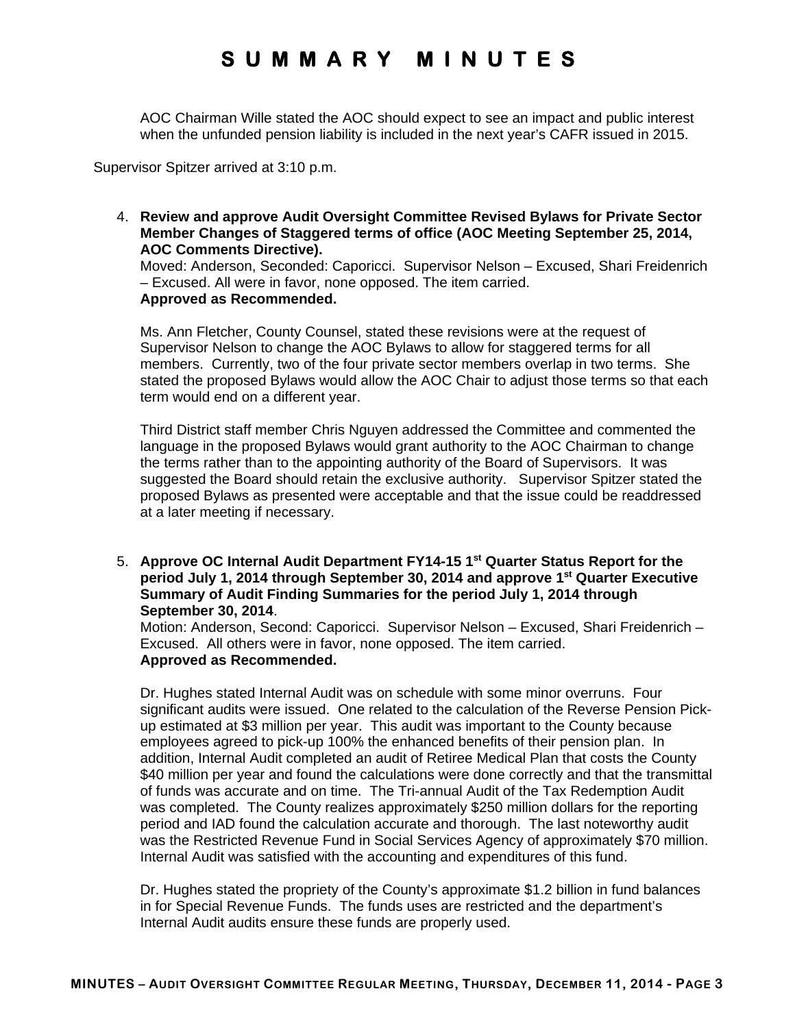# SUMMARY MINUTES

AOC Chairman Wille stated the AOC should expect to see an impact and public interest when the unfunded pension liability is included in the next year's CAFR issued in 2015.

Supervisor Spitzer arrived at 3:10 p.m.

4. **Review and approve Audit Oversight Committee Revised Bylaws for Private Sector Member Changes of Staggered terms of office (AOC Meeting September 25, 2014, AOC Comments Directive).**
   Moved: Anderson, Seconded: Caporicci. Supervisor Nelson – Excused, Shari Freidenrich – Excused. All were in favor, none opposed. The item carried.
   **Approved as Recommended.**

   Ms. Ann Fletcher, County Counsel, stated these revisions were at the request of Supervisor Nelson to change the AOC Bylaws to allow for staggered terms for all members. Currently, two of the four private sector members overlap in two terms. She stated the proposed Bylaws would allow the AOC Chair to adjust those terms so that each term would end on a different year.

   Third District staff member Chris Nguyen addressed the Committee and commented the language in the proposed Bylaws would grant authority to the AOC Chairman to change the terms rather than to the appointing authority of the Board of Supervisors. It was suggested the Board should retain the exclusive authority. Supervisor Spitzer stated the proposed Bylaws as presented were acceptable and that the issue could be readdressed at a later meeting if necessary.

5. **Approve OC Internal Audit Department FY14-15 1st Quarter Status Report for the period July 1, 2014 through September 30, 2014 and approve 1st Quarter Executive Summary of Audit Finding Summaries for the period July 1, 2014 through September 30, 2014**.
   Motion: Anderson, Second: Caporicci. Supervisor Nelson – Excused, Shari Freidenrich – Excused. All others were in favor, none opposed. The item carried.
   **Approved as Recommended.**

   Dr. Hughes stated Internal Audit was on schedule with some minor overruns. Four significant audits were issued. One related to the calculation of the Reverse Pension Pick-up estimated at $3 million per year. This audit was important to the County because employees agreed to pick-up 100% the enhanced benefits of their pension plan. In addition, Internal Audit completed an audit of Retiree Medical Plan that costs the County $40 million per year and found the calculations were done correctly and that the transmittal of funds was accurate and on time. The Tri-annual Audit of the Tax Redemption Audit was completed. The County realizes approximately $250 million dollars for the reporting period and IAD found the calculation accurate and thorough. The last noteworthy audit was the Restricted Revenue Fund in Social Services Agency of approximately $70 million. Internal Audit was satisfied with the accounting and expenditures of this fund.

   Dr. Hughes stated the propriety of the County's approximate $1.2 billion in fund balances in for Special Revenue Funds. The funds uses are restricted and the department's Internal Audit audits ensure these funds are properly used.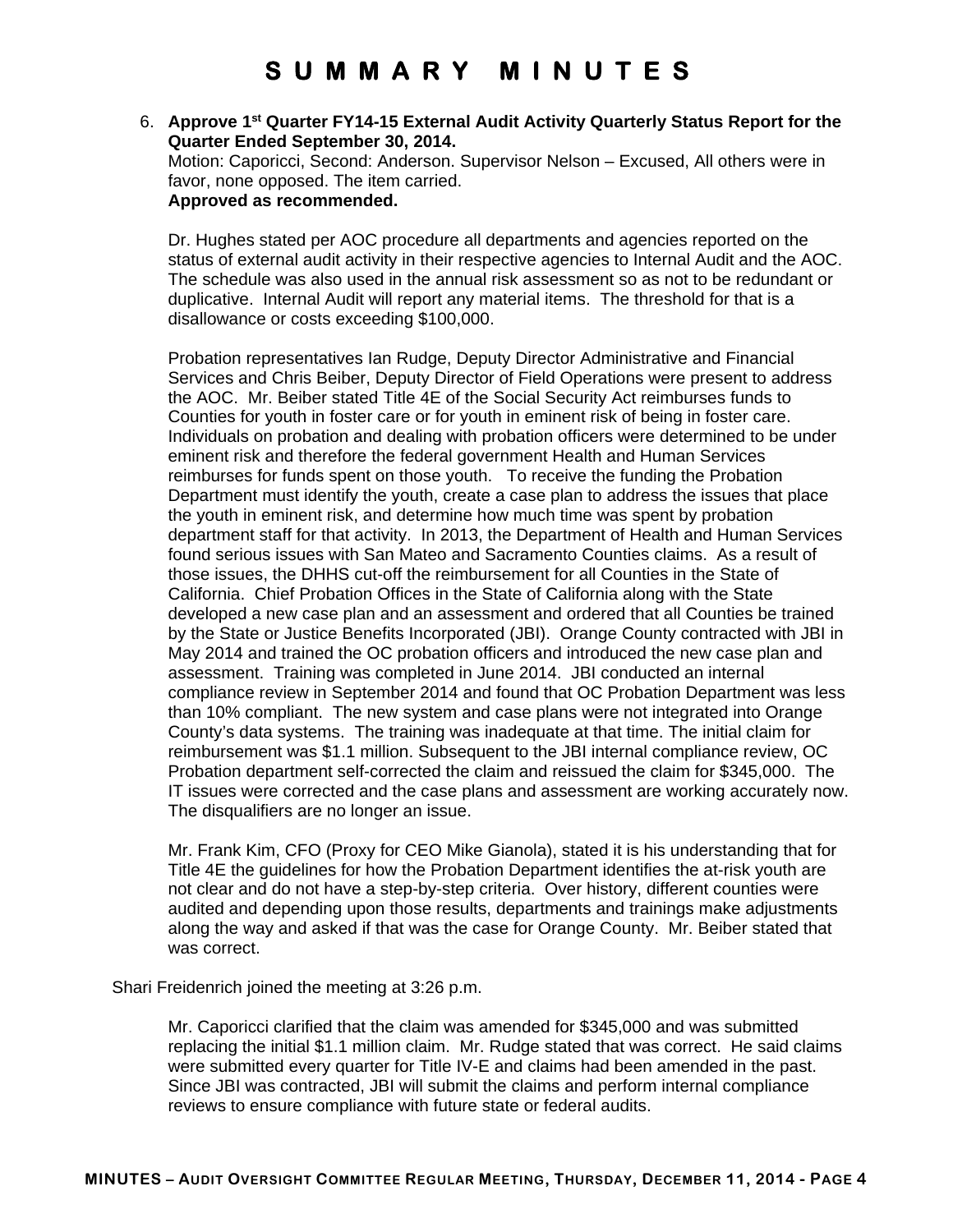# SUMMARY MINUTES

6. **Approve 1st Quarter FY14-15 External Audit Activity Quarterly Status Report for the Quarter Ended September 30, 2014.**
   Motion: Caporicci, Second: Anderson. Supervisor Nelson – Excused, All others were in favor, none opposed. The item carried.
   **Approved as recommended.**

   Dr. Hughes stated per AOC procedure all departments and agencies reported on the status of external audit activity in their respective agencies to Internal Audit and the AOC. The schedule was also used in the annual risk assessment so as not to be redundant or duplicative. Internal Audit will report any material items. The threshold for that is a disallowance or costs exceeding $100,000.

   Probation representatives Ian Rudge, Deputy Director Administrative and Financial Services and Chris Beiber, Deputy Director of Field Operations were present to address the AOC. Mr. Beiber stated Title 4E of the Social Security Act reimburses funds to Counties for youth in foster care or for youth in eminent risk of being in foster care. Individuals on probation and dealing with probation officers were determined to be under eminent risk and therefore the federal government Health and Human Services reimburses for funds spent on those youth. To receive the funding the Probation Department must identify the youth, create a case plan to address the issues that place the youth in eminent risk, and determine how much time was spent by probation department staff for that activity. In 2013, the Department of Health and Human Services found serious issues with San Mateo and Sacramento Counties claims. As a result of those issues, the DHHS cut-off the reimbursement for all Counties in the State of California. Chief Probation Offices in the State of California along with the State developed a new case plan and an assessment and ordered that all Counties be trained by the State or Justice Benefits Incorporated (JBI). Orange County contracted with JBI in May 2014 and trained the OC probation officers and introduced the new case plan and assessment. Training was completed in June 2014. JBI conducted an internal compliance review in September 2014 and found that OC Probation Department was less than 10% compliant. The new system and case plans were not integrated into Orange County's data systems. The training was inadequate at that time. The initial claim for reimbursement was $1.1 million. Subsequent to the JBI internal compliance review, OC Probation department self-corrected the claim and reissued the claim for $345,000. The IT issues were corrected and the case plans and assessment are working accurately now. The disqualifiers are no longer an issue.

   Mr. Frank Kim, CFO (Proxy for CEO Mike Gianola), stated it is his understanding that for Title 4E the guidelines for how the Probation Department identifies the at-risk youth are not clear and do not have a step-by-step criteria. Over history, different counties were audited and depending upon those results, departments and trainings make adjustments along the way and asked if that was the case for Orange County. Mr. Beiber stated that was correct.

Shari Freidenrich joined the meeting at 3:26 p.m.

   Mr. Caporicci clarified that the claim was amended for $345,000 and was submitted replacing the initial $1.1 million claim. Mr. Rudge stated that was correct. He said claims were submitted every quarter for Title IV-E and claims had been amended in the past. Since JBI was contracted, JBI will submit the claims and perform internal compliance reviews to ensure compliance with future state or federal audits.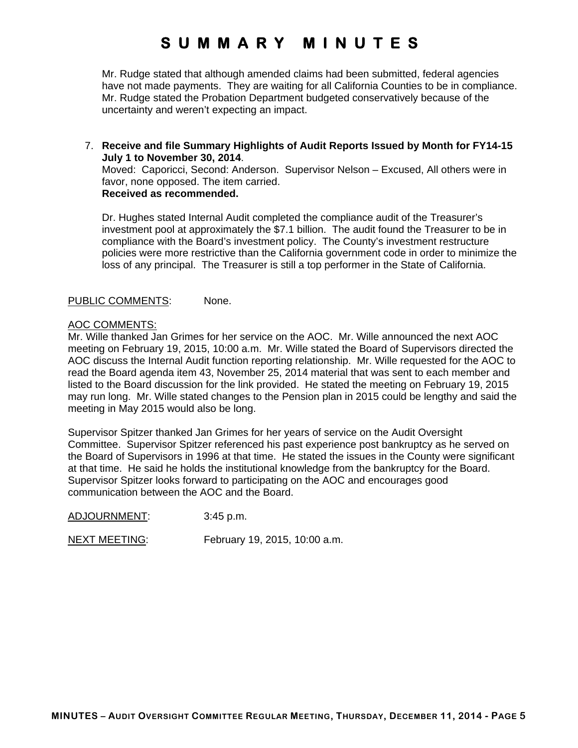# SUMMARY MINUTES

Mr. Rudge stated that although amended claims had been submitted, federal agencies have not made payments. They are waiting for all California Counties to be in compliance. Mr. Rudge stated the Probation Department budgeted conservatively because of the uncertainty and weren't expecting an impact.

7. **Receive and file Summary Highlights of Audit Reports Issued by Month for FY14-15 July 1 to November 30, 2014**.
   Moved: Caporicci, Second: Anderson. Supervisor Nelson – Excused, All others were in favor, none opposed. The item carried.
   **Received as recommended.**

   Dr. Hughes stated Internal Audit completed the compliance audit of the Treasurer's investment pool at approximately the $7.1 billion. The audit found the Treasurer to be in compliance with the Board's investment policy. The County's investment restructure policies were more restrictive than the California government code in order to minimize the loss of any principal. The Treasurer is still a top performer in the State of California.

PUBLIC COMMENTS: None.

AOC COMMENTS:
Mr. Wille thanked Jan Grimes for her service on the AOC. Mr. Wille announced the next AOC meeting on February 19, 2015, 10:00 a.m. Mr. Wille stated the Board of Supervisors directed the AOC discuss the Internal Audit function reporting relationship. Mr. Wille requested for the AOC to read the Board agenda item 43, November 25, 2014 material that was sent to each member and listed to the Board discussion for the link provided. He stated the meeting on February 19, 2015 may run long. Mr. Wille stated changes to the Pension plan in 2015 could be lengthy and said the meeting in May 2015 would also be long.

Supervisor Spitzer thanked Jan Grimes for her years of service on the Audit Oversight Committee. Supervisor Spitzer referenced his past experience post bankruptcy as he served on the Board of Supervisors in 1996 at that time. He stated the issues in the County were significant at that time. He said he holds the institutional knowledge from the bankruptcy for the Board. Supervisor Spitzer looks forward to participating on the AOC and encourages good communication between the AOC and the Board.

ADJOURNMENT: 3:45 p.m.

NEXT MEETING: February 19, 2015, 10:00 a.m.